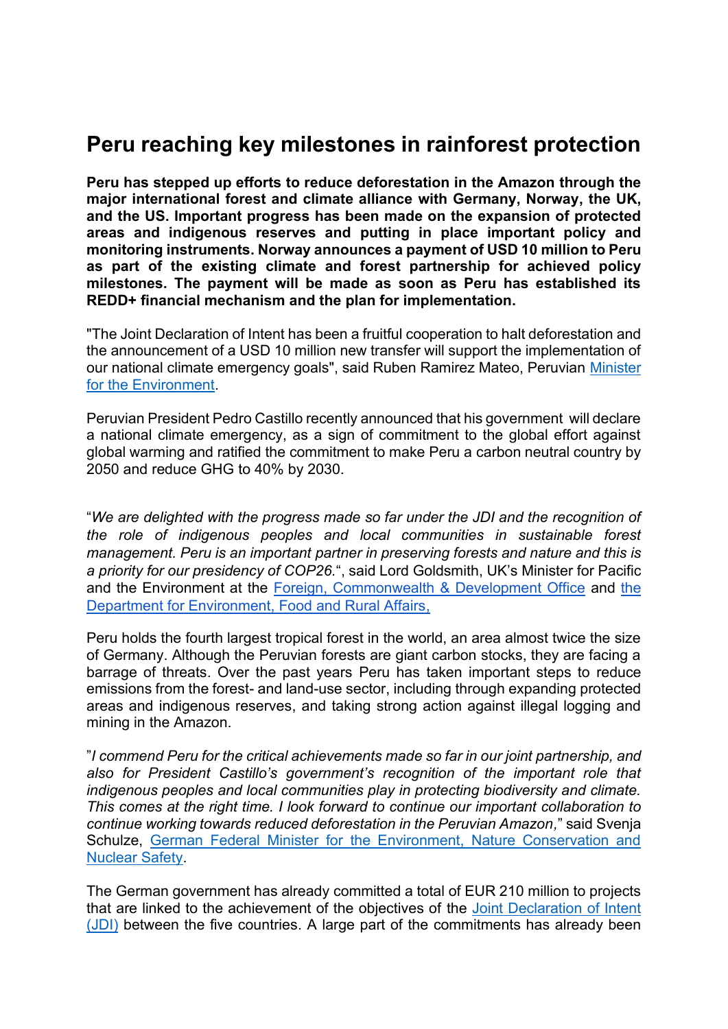# Peru reaching key milestones in rainforest protection

**Peru has stepped up efforts to reduce deforestation in the Amazon through the major international forest and climate alliance with Germany, Norway, the UK, and the US. Important progress has been made on the expansion of protected areas and indigenous reserves and putting in place important policy and monitoring instruments. Norway announces a payment of USD 10 million to Peru as part of the existing climate and forest partnership for achieved policy milestones. The payment will be made as soon as Peru has established its REDD+ financial mechanism and the plan for implementation.**

"The Joint Declaration of Intent has been a fruitful cooperation to halt deforestation and the announcement of a USD 10 million new transfer will support the implementation of our national climate emergency goals", said Ruben Ramirez Mateo, Peruvian Minister for the Environment.

Peruvian President Pedro Castillo recently announced that his government will declare a national climate emergency, as a sign of commitment to the global effort against global warming and ratified the commitment to make Peru a carbon neutral country by 2050 and reduce GHG to 40% by 2030.

"*We are delighted with the progress made so far under the JDI and the recognition of the role of indigenous peoples and local communities in sustainable forest management. Peru is an important partner in preserving forests and nature and this is a priority for our presidency of COP26.*", said Lord Goldsmith, UK's Minister for Pacific and the Environment at the Foreign, Commonwealth & Development Office and the Department for Environment, Food and Rural Affairs,

Peru holds the fourth largest tropical forest in the world, an area almost twice the size of Germany. Although the Peruvian forests are giant carbon stocks, they are facing a barrage of threats. Over the past years Peru has taken important steps to reduce emissions from the forest- and land-use sector, including through expanding protected areas and indigenous reserves, and taking strong action against illegal logging and mining in the Amazon.

"*I commend Peru for the critical achievements made so far in our joint partnership, and also for President Castillo's government's recognition of the important role that indigenous peoples and local communities play in protecting biodiversity and climate. This comes at the right time. I look forward to continue our important collaboration to continue working towards reduced deforestation in the Peruvian Amazon,*" said Svenja Schulze, German Federal Minister for the Environment, Nature Conservation and Nuclear Safety.

The German government has already committed a total of EUR 210 million to projects that are linked to the achievement of the objectives of the Joint Declaration of Intent (JDI) between the five countries. A large part of the commitments has already been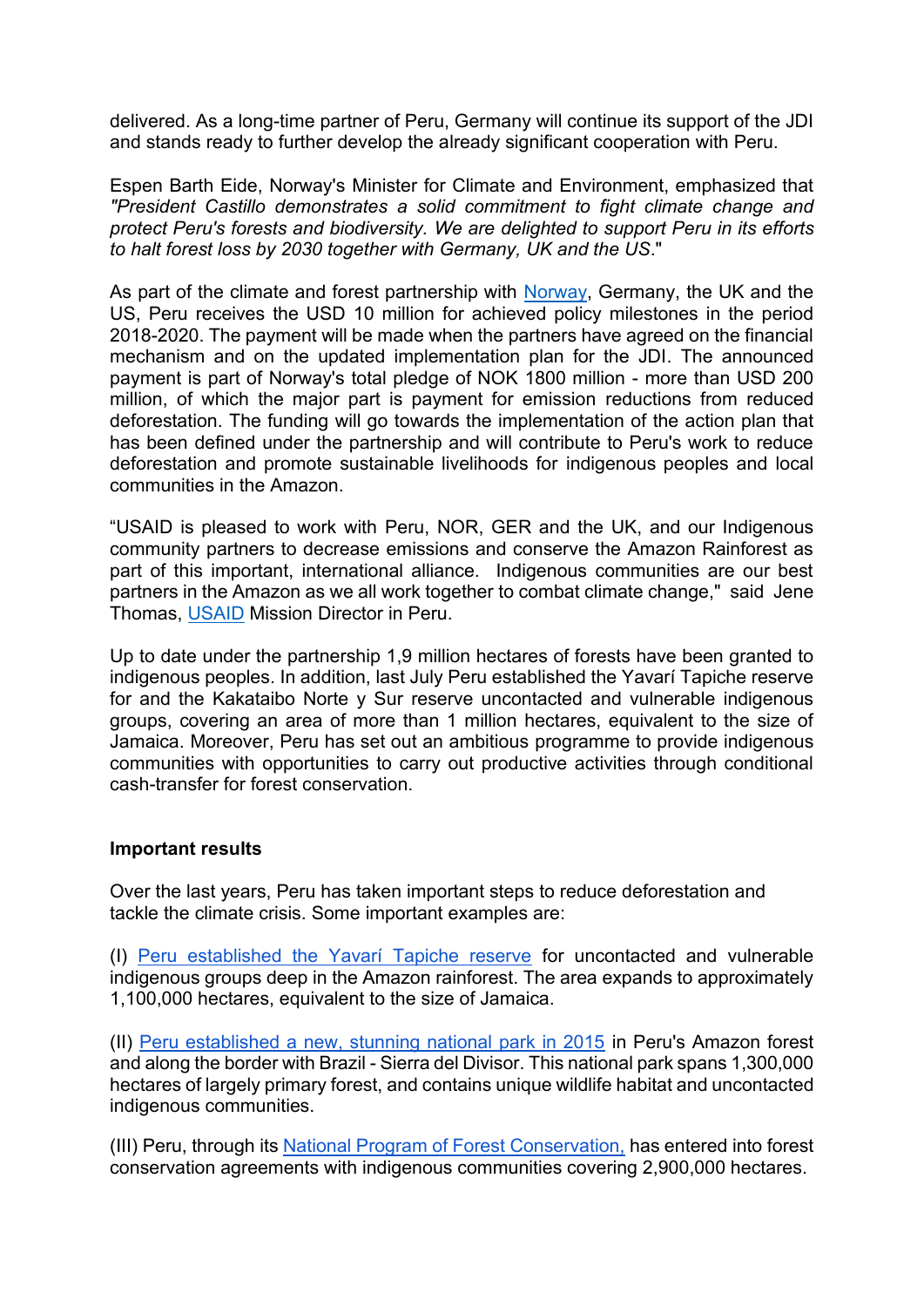delivered. As a long-time partner of Peru, Germany will continue its support of the JDI and stands ready to further develop the already significant cooperation with Peru.

Espen Barth Eide, Norway's Minister for Climate and Environment, emphasized that *"President Castillo demonstrates a solid commitment to fight climate change and protect Peru's forests and biodiversity. We are delighted to support Peru in its efforts to halt forest loss by 2030 together with Germany, UK and the US*."

As part of the climate and forest partnership with [Norway](), Germany, the UK and the US, Peru receives the USD 10 million for achieved policy milestones in the period 2018-2020. The payment will be made when the partners have agreed on the financial mechanism and on the updated implementation plan for the JDI. The announced payment is part of Norway's total pledge of NOK 1800 million - more than USD 200 million, of which the major part is payment for emission reductions from reduced deforestation. The funding will go towards the implementation of the action plan that has been defined under the partnership and will contribute to Peru's work to reduce deforestation and promote sustainable livelihoods for indigenous peoples and local communities in the Amazon.

"USAID is pleased to work with Peru, NOR, GER and the UK, and our Indigenous community partners to decrease emissions and conserve the Amazon Rainforest as part of this important, international alliance. Indigenous communities are our best partners in the Amazon as we all work together to combat climate change," said Jene Thomas, [USAID]() Mission Director in Peru.

Up to date under the partnership 1,9 million hectares of forests have been granted to indigenous peoples. In addition, last July Peru established the Yavarí Tapiche reserve for and the Kakataibo Norte y Sur reserve uncontacted and vulnerable indigenous groups, covering an area of more than 1 million hectares, equivalent to the size of Jamaica. Moreover, Peru has set out an ambitious programme to provide indigenous communities with opportunities to carry out productive activities through conditional cash-transfer for forest conservation.

**Important results**

Over the last years, Peru has taken important steps to reduce deforestation and tackle the climate crisis. Some important examples are:

(I) [Peru established the Yavarí Tapiche reserve]() for uncontacted and vulnerable indigenous groups deep in the Amazon rainforest. The area expands to approximately 1,100,000 hectares, equivalent to the size of Jamaica.

(II) [Peru established a new, stunning national park in 2015]() in Peru's Amazon forest and along the border with Brazil - Sierra del Divisor. This national park spans 1,300,000 hectares of largely primary forest, and contains unique wildlife habitat and uncontacted indigenous communities.

(III) Peru, through its [National Program of Forest Conservation,]() has entered into forest conservation agreements with indigenous communities covering 2,900,000 hectares.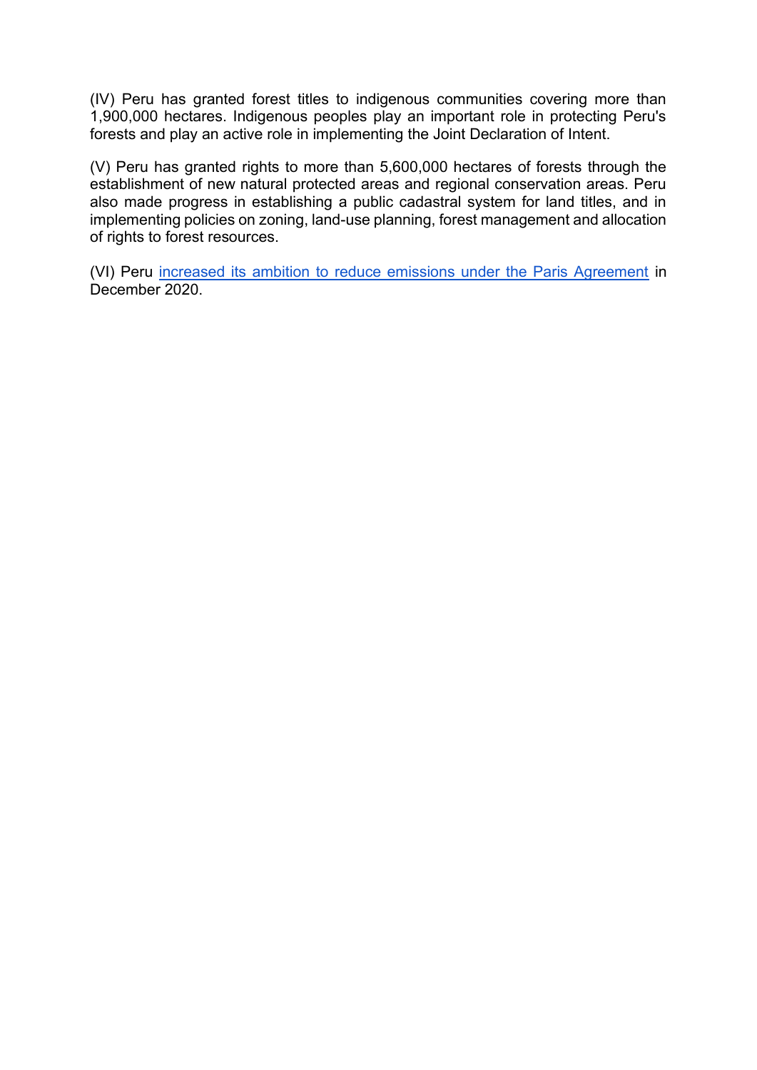(IV) Peru has granted forest titles to indigenous communities covering more than 1,900,000 hectares. Indigenous peoples play an important role in protecting Peru's forests and play an active role in implementing the Joint Declaration of Intent.

(V) Peru has granted rights to more than 5,600,000 hectares of forests through the establishment of new natural protected areas and regional conservation areas. Peru also made progress in establishing a public cadastral system for land titles, and in implementing policies on zoning, land-use planning, forest management and allocation of rights to forest resources.

(VI) Peru increased its ambition to reduce emissions under the Paris Agreement in December 2020.